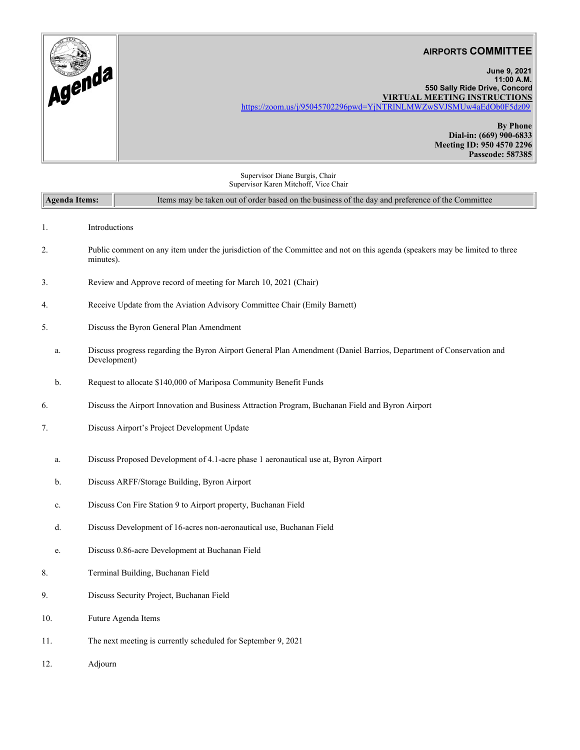# Agenda

## AIRPORTS COMMITTEE

**June 9, 2021**
**11:00 A.M.**
**550 Sally Ride Drive, Concord**
**VIRTUAL MEETING INSTRUCTIONS**
https://zoom.us/j/95045702296pwd=YjNTRlNLMWZwSVJSMUw4aEdOb0F5dz09

**By Phone**
**Dial-in: (669) 900-6833**
**Meeting ID: 950 4570 2296**
**Passcode: 587385**

Supervisor Diane Burgis, Chair
Supervisor Karen Mitchoff, Vice Chair

| **Agenda Items:** | Items may be taken out of order based on the business of the day and preference of the Committee |
|---|---|

1. Introductions

2. Public comment on any item under the jurisdiction of the Committee and not on this agenda (speakers may be limited to three minutes).

3. Review and Approve record of meeting for March 10, 2021 (Chair)

4. Receive Update from the Aviation Advisory Committee Chair (Emily Barnett)

5. Discuss the Byron General Plan Amendment

   a. Discuss progress regarding the Byron Airport General Plan Amendment (Daniel Barrios, Department of Conservation and Development)

   b. Request to allocate $140,000 of Mariposa Community Benefit Funds

6. Discuss the Airport Innovation and Business Attraction Program, Buchanan Field and Byron Airport

7. Discuss Airport's Project Development Update

   a. Discuss Proposed Development of 4.1-acre phase 1 aeronautical use at, Byron Airport

   b. Discuss ARFF/Storage Building, Byron Airport

   c. Discuss Con Fire Station 9 to Airport property, Buchanan Field

   d. Discuss Development of 16-acres non-aeronautical use, Buchanan Field

   e. Discuss 0.86-acre Development at Buchanan Field

8. Terminal Building, Buchanan Field

9. Discuss Security Project, Buchanan Field

10. Future Agenda Items

11. The next meeting is currently scheduled for September 9, 2021

12. Adjourn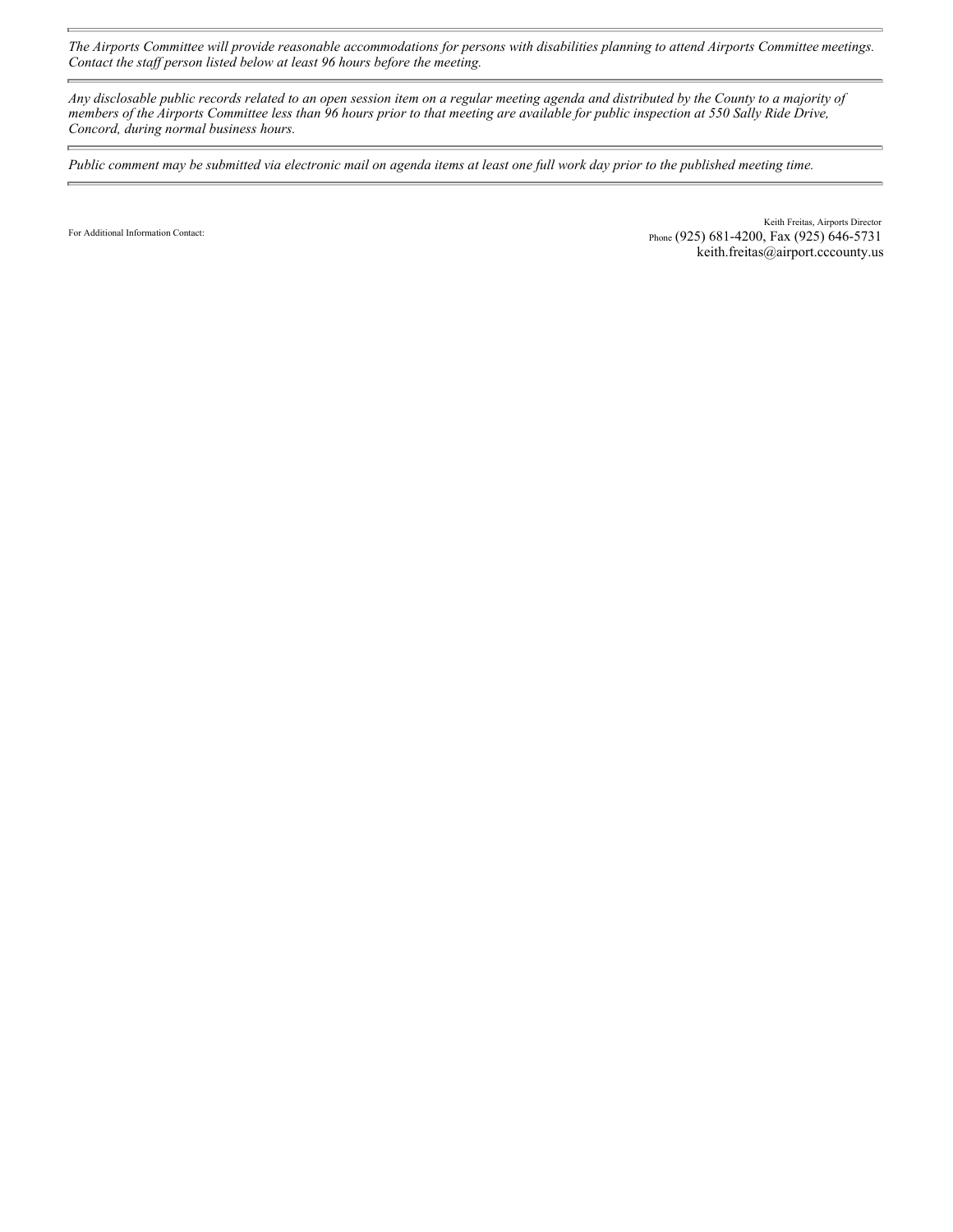*The Airports Committee will provide reasonable accommodations for persons with disabilities planning to attend Airports Committee meetings. Contact the staff person listed below at least 96 hours before the meeting.*

---

*Any disclosable public records related to an open session item on a regular meeting agenda and distributed by the County to a majority of members of the Airports Committee less than 96 hours prior to that meeting are available for public inspection at 550 Sally Ride Drive, Concord, during normal business hours.*

---

*Public comment may be submitted via electronic mail on agenda items at least one full work day prior to the published meeting time.*

---

For Additional Information Contact:

Keith Freitas, Airports Director
Phone (925) 681-4200, Fax (925) 646-5731
keith.freitas@airport.cccounty.us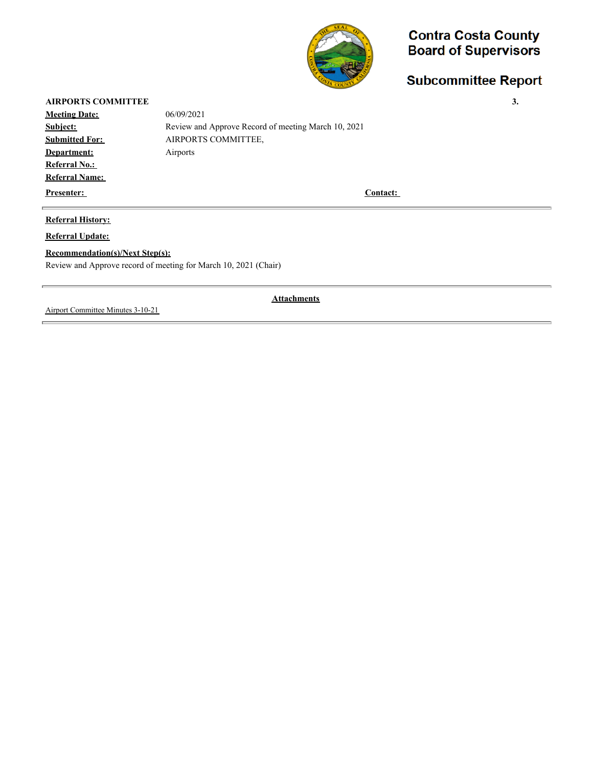# Contra Costa County Board of Supervisors

## Subcommittee Report

**AIRPORTS COMMITTEE** **3.**

| | |
|---|---|
| **Meeting Date:** | 06/09/2021 |
| **Subject:** | Review and Approve Record of meeting March 10, 2021 |
| **Submitted For:** | AIRPORTS COMMITTEE, |
| **Department:** | Airports |
| **Referral No.:** | |
| **Referral Name:** | |
| **Presenter:** | **Contact:** |

**Referral History:**

**Referral Update:**

**Recommendation(s)/Next Step(s):**

Review and Approve record of meeting for March 10, 2021 (Chair)

**Attachments**

Airport Committee Minutes 3-10-21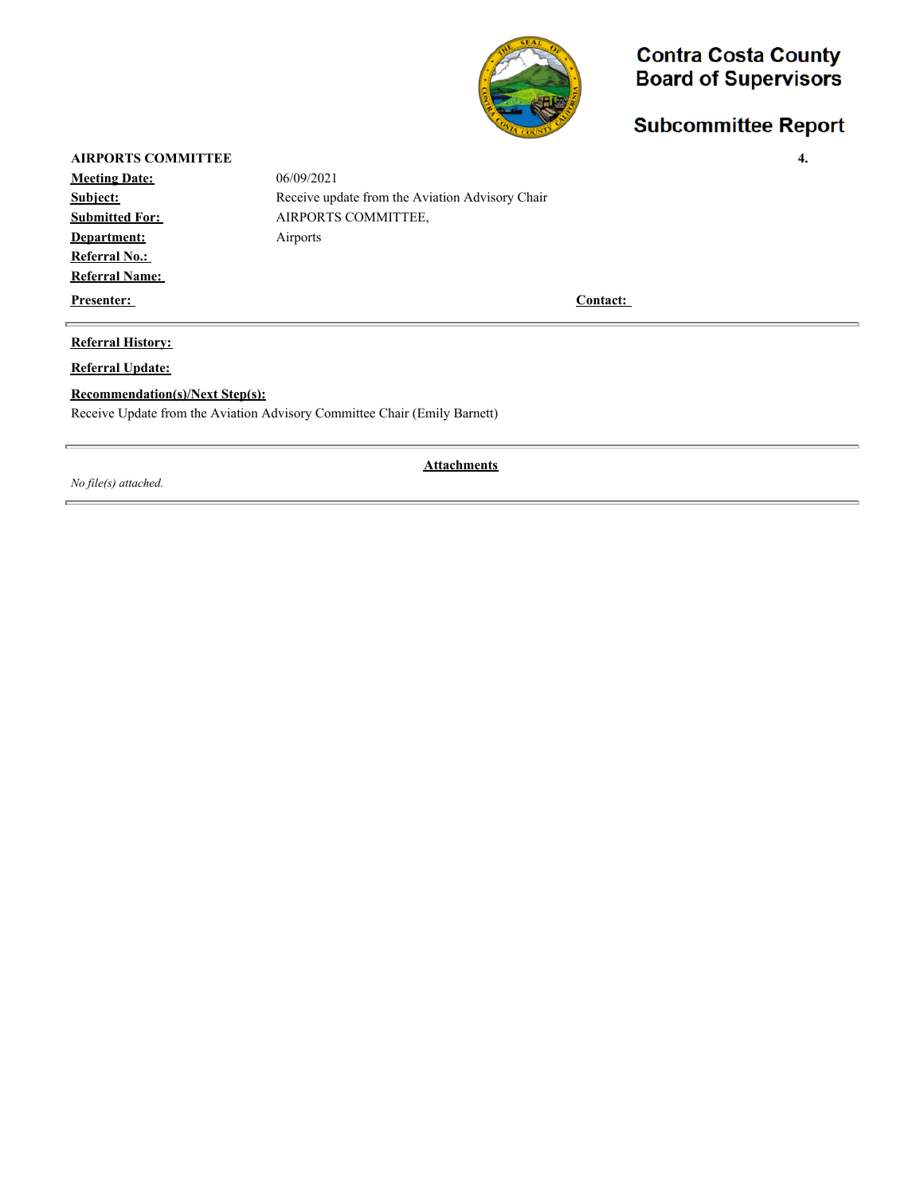# Contra Costa County Board of Supervisors

## Subcommittee Report

**AIRPORTS COMMITTEE** **4.**

**Meeting Date:** 06/09/2021

**Subject:** Receive update from the Aviation Advisory Chair

**Submitted For:** AIRPORTS COMMITTEE,

**Department:** Airports

**Referral No.:**

**Referral Name:**

**Presenter:** **Contact:**

---

**Referral History:**

**Referral Update:**

**Recommendation(s)/Next Step(s):**

Receive Update from the Aviation Advisory Committee Chair (Emily Barnett)

---

**Attachments**

*No file(s) attached.*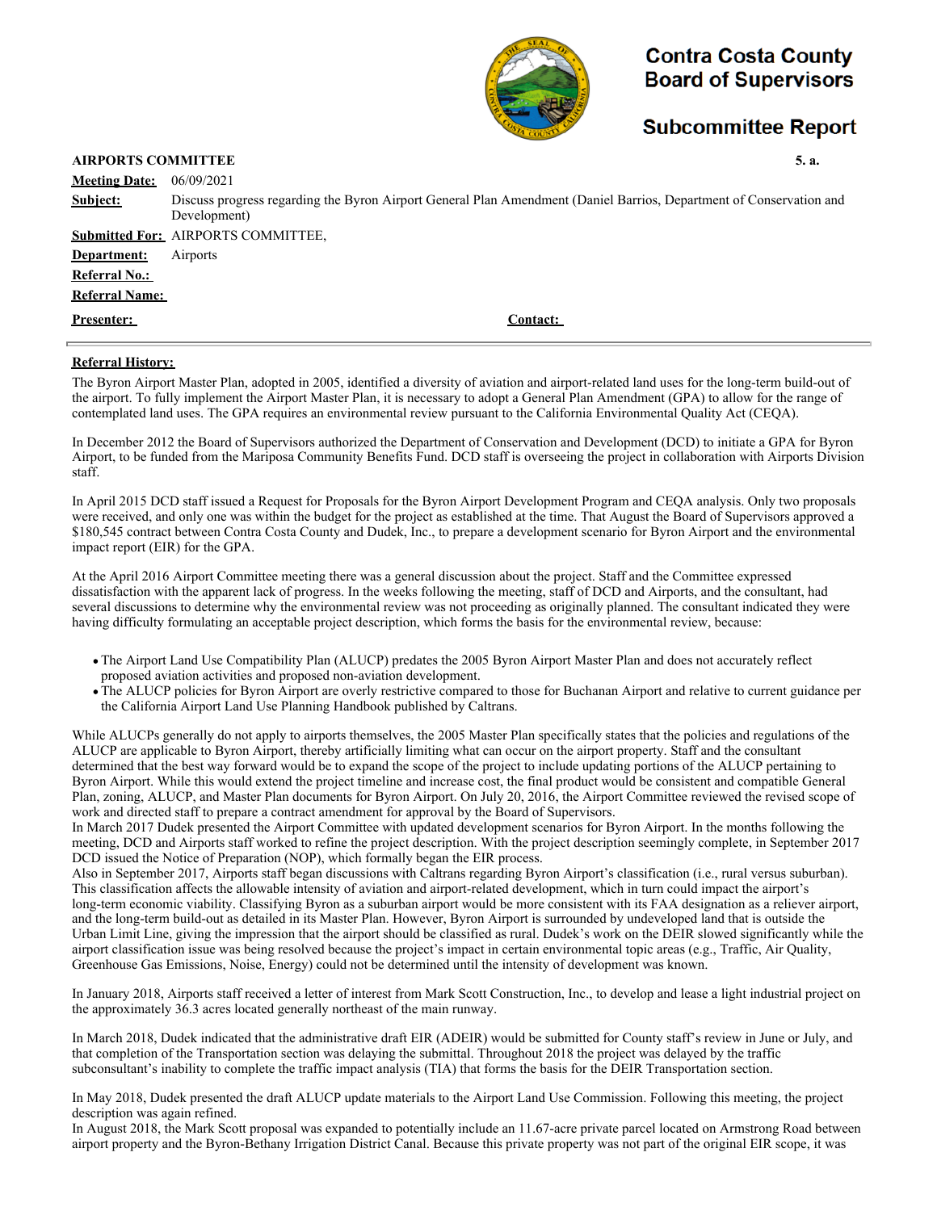**Contra Costa County Board of Supervisors**

**Subcommittee Report**

**AIRPORTS COMMITTEE** **5. a.**

**Meeting Date:** 06/09/2021

**Subject:** Discuss progress regarding the Byron Airport General Plan Amendment (Daniel Barrios, Department of Conservation and Development)

**Submitted For:** AIRPORTS COMMITTEE,

**Department:** Airports

**Referral No.:**

**Referral Name:**

**Presenter:** **Contact:**

**Referral History:**

The Byron Airport Master Plan, adopted in 2005, identified a diversity of aviation and airport-related land uses for the long-term build-out of the airport. To fully implement the Airport Master Plan, it is necessary to adopt a General Plan Amendment (GPA) to allow for the range of contemplated land uses. The GPA requires an environmental review pursuant to the California Environmental Quality Act (CEQA).

In December 2012 the Board of Supervisors authorized the Department of Conservation and Development (DCD) to initiate a GPA for Byron Airport, to be funded from the Mariposa Community Benefits Fund. DCD staff is overseeing the project in collaboration with Airports Division staff.

In April 2015 DCD staff issued a Request for Proposals for the Byron Airport Development Program and CEQA analysis. Only two proposals were received, and only one was within the budget for the project as established at the time. That August the Board of Supervisors approved a $180,545 contract between Contra Costa County and Dudek, Inc., to prepare a development scenario for Byron Airport and the environmental impact report (EIR) for the GPA.

At the April 2016 Airport Committee meeting there was a general discussion about the project. Staff and the Committee expressed dissatisfaction with the apparent lack of progress. In the weeks following the meeting, staff of DCD and Airports, and the consultant, had several discussions to determine why the environmental review was not proceeding as originally planned. The consultant indicated they were having difficulty formulating an acceptable project description, which forms the basis for the environmental review, because:

- The Airport Land Use Compatibility Plan (ALUCP) predates the 2005 Byron Airport Master Plan and does not accurately reflect proposed aviation activities and proposed non-aviation development.
- The ALUCP policies for Byron Airport are overly restrictive compared to those for Buchanan Airport and relative to current guidance per the California Airport Land Use Planning Handbook published by Caltrans.

While ALUCPs generally do not apply to airports themselves, the 2005 Master Plan specifically states that the policies and regulations of the ALUCP are applicable to Byron Airport, thereby artificially limiting what can occur on the airport property. Staff and the consultant determined that the best way forward would be to expand the scope of the project to include updating portions of the ALUCP pertaining to Byron Airport. While this would extend the project timeline and increase cost, the final product would be consistent and compatible General Plan, zoning, ALUCP, and Master Plan documents for Byron Airport. On July 20, 2016, the Airport Committee reviewed the revised scope of work and directed staff to prepare a contract amendment for approval by the Board of Supervisors.

In March 2017 Dudek presented the Airport Committee with updated development scenarios for Byron Airport. In the months following the meeting, DCD and Airports staff worked to refine the project description. With the project description seemingly complete, in September 2017 DCD issued the Notice of Preparation (NOP), which formally began the EIR process.

Also in September 2017, Airports staff began discussions with Caltrans regarding Byron Airport's classification (i.e., rural versus suburban). This classification affects the allowable intensity of aviation and airport-related development, which in turn could impact the airport's long-term economic viability. Classifying Byron as a suburban airport would be more consistent with its FAA designation as a reliever airport, and the long-term build-out as detailed in its Master Plan. However, Byron Airport is surrounded by undeveloped land that is outside the Urban Limit Line, giving the impression that the airport should be classified as rural. Dudek's work on the DEIR slowed significantly while the airport classification issue was being resolved because the project's impact in certain environmental topic areas (e.g., Traffic, Air Quality, Greenhouse Gas Emissions, Noise, Energy) could not be determined until the intensity of development was known.

In January 2018, Airports staff received a letter of interest from Mark Scott Construction, Inc., to develop and lease a light industrial project on the approximately 36.3 acres located generally northeast of the main runway.

In March 2018, Dudek indicated that the administrative draft EIR (ADEIR) would be submitted for County staff's review in June or July, and that completion of the Transportation section was delaying the submittal. Throughout 2018 the project was delayed by the traffic subconsultant's inability to complete the traffic impact analysis (TIA) that forms the basis for the DEIR Transportation section.

In May 2018, Dudek presented the draft ALUCP update materials to the Airport Land Use Commission. Following this meeting, the project description was again refined.

In August 2018, the Mark Scott proposal was expanded to potentially include an 11.67-acre private parcel located on Armstrong Road between airport property and the Byron-Bethany Irrigation District Canal. Because this private property was not part of the original EIR scope, it was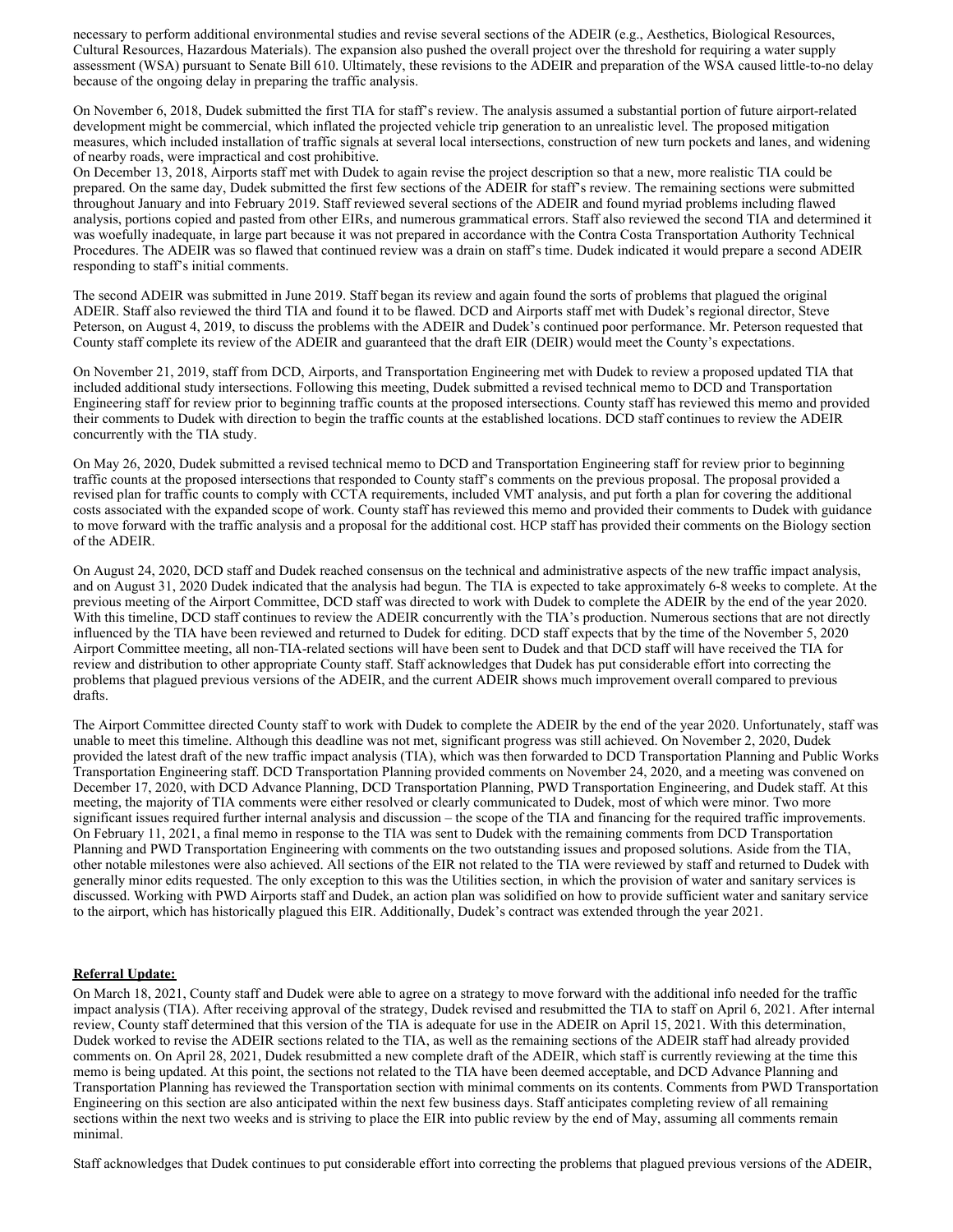necessary to perform additional environmental studies and revise several sections of the ADEIR (e.g., Aesthetics, Biological Resources, Cultural Resources, Hazardous Materials). The expansion also pushed the overall project over the threshold for requiring a water supply assessment (WSA) pursuant to Senate Bill 610. Ultimately, these revisions to the ADEIR and preparation of the WSA caused little-to-no delay because of the ongoing delay in preparing the traffic analysis.

On November 6, 2018, Dudek submitted the first TIA for staff's review. The analysis assumed a substantial portion of future airport-related development might be commercial, which inflated the projected vehicle trip generation to an unrealistic level. The proposed mitigation measures, which included installation of traffic signals at several local intersections, construction of new turn pockets and lanes, and widening of nearby roads, were impractical and cost prohibitive.

On December 13, 2018, Airports staff met with Dudek to again revise the project description so that a new, more realistic TIA could be prepared. On the same day, Dudek submitted the first few sections of the ADEIR for staff's review. The remaining sections were submitted throughout January and into February 2019. Staff reviewed several sections of the ADEIR and found myriad problems including flawed analysis, portions copied and pasted from other EIRs, and numerous grammatical errors. Staff also reviewed the second TIA and determined it was woefully inadequate, in large part because it was not prepared in accordance with the Contra Costa Transportation Authority Technical Procedures. The ADEIR was so flawed that continued review was a drain on staff's time. Dudek indicated it would prepare a second ADEIR responding to staff's initial comments.

The second ADEIR was submitted in June 2019. Staff began its review and again found the sorts of problems that plagued the original ADEIR. Staff also reviewed the third TIA and found it to be flawed. DCD and Airports staff met with Dudek's regional director, Steve Peterson, on August 4, 2019, to discuss the problems with the ADEIR and Dudek's continued poor performance. Mr. Peterson requested that County staff complete its review of the ADEIR and guaranteed that the draft EIR (DEIR) would meet the County's expectations.

On November 21, 2019, staff from DCD, Airports, and Transportation Engineering met with Dudek to review a proposed updated TIA that included additional study intersections. Following this meeting, Dudek submitted a revised technical memo to DCD and Transportation Engineering staff for review prior to beginning traffic counts at the proposed intersections. County staff has reviewed this memo and provided their comments to Dudek with direction to begin the traffic counts at the established locations. DCD staff continues to review the ADEIR concurrently with the TIA study.

On May 26, 2020, Dudek submitted a revised technical memo to DCD and Transportation Engineering staff for review prior to beginning traffic counts at the proposed intersections that responded to County staff's comments on the previous proposal. The proposal provided a revised plan for traffic counts to comply with CCTA requirements, included VMT analysis, and put forth a plan for covering the additional costs associated with the expanded scope of work. County staff has reviewed this memo and provided their comments to Dudek with guidance to move forward with the traffic analysis and a proposal for the additional cost. HCP staff has provided their comments on the Biology section of the ADEIR.

On August 24, 2020, DCD staff and Dudek reached consensus on the technical and administrative aspects of the new traffic impact analysis, and on August 31, 2020 Dudek indicated that the analysis had begun. The TIA is expected to take approximately 6-8 weeks to complete. At the previous meeting of the Airport Committee, DCD staff was directed to work with Dudek to complete the ADEIR by the end of the year 2020. With this timeline, DCD staff continues to review the ADEIR concurrently with the TIA's production. Numerous sections that are not directly influenced by the TIA have been reviewed and returned to Dudek for editing. DCD staff expects that by the time of the November 5, 2020 Airport Committee meeting, all non-TIA-related sections will have been sent to Dudek and that DCD staff will have received the TIA for review and distribution to other appropriate County staff. Staff acknowledges that Dudek has put considerable effort into correcting the problems that plagued previous versions of the ADEIR, and the current ADEIR shows much improvement overall compared to previous drafts.

The Airport Committee directed County staff to work with Dudek to complete the ADEIR by the end of the year 2020. Unfortunately, staff was unable to meet this timeline. Although this deadline was not met, significant progress was still achieved. On November 2, 2020, Dudek provided the latest draft of the new traffic impact analysis (TIA), which was then forwarded to DCD Transportation Planning and Public Works Transportation Engineering staff. DCD Transportation Planning provided comments on November 24, 2020, and a meeting was convened on December 17, 2020, with DCD Advance Planning, DCD Transportation Planning, PWD Transportation Engineering, and Dudek staff. At this meeting, the majority of TIA comments were either resolved or clearly communicated to Dudek, most of which were minor. Two more significant issues required further internal analysis and discussion – the scope of the TIA and financing for the required traffic improvements. On February 11, 2021, a final memo in response to the TIA was sent to Dudek with the remaining comments from DCD Transportation Planning and PWD Transportation Engineering with comments on the two outstanding issues and proposed solutions. Aside from the TIA, other notable milestones were also achieved. All sections of the EIR not related to the TIA were reviewed by staff and returned to Dudek with generally minor edits requested. The only exception to this was the Utilities section, in which the provision of water and sanitary services is discussed. Working with PWD Airports staff and Dudek, an action plan was solidified on how to provide sufficient water and sanitary service to the airport, which has historically plagued this EIR. Additionally, Dudek's contract was extended through the year 2021.

**Referral Update:**

On March 18, 2021, County staff and Dudek were able to agree on a strategy to move forward with the additional info needed for the traffic impact analysis (TIA). After receiving approval of the strategy, Dudek revised and resubmitted the TIA to staff on April 6, 2021. After internal review, County staff determined that this version of the TIA is adequate for use in the ADEIR on April 15, 2021. With this determination, Dudek worked to revise the ADEIR sections related to the TIA, as well as the remaining sections of the ADEIR staff had already provided comments on. On April 28, 2021, Dudek resubmitted a new complete draft of the ADEIR, which staff is currently reviewing at the time this memo is being updated. At this point, the sections not related to the TIA have been deemed acceptable, and DCD Advance Planning and Transportation Planning has reviewed the Transportation section with minimal comments on its contents. Comments from PWD Transportation Engineering on this section are also anticipated within the next few business days. Staff anticipates completing review of all remaining sections within the next two weeks and is striving to place the EIR into public review by the end of May, assuming all comments remain minimal.

Staff acknowledges that Dudek continues to put considerable effort into correcting the problems that plagued previous versions of the ADEIR,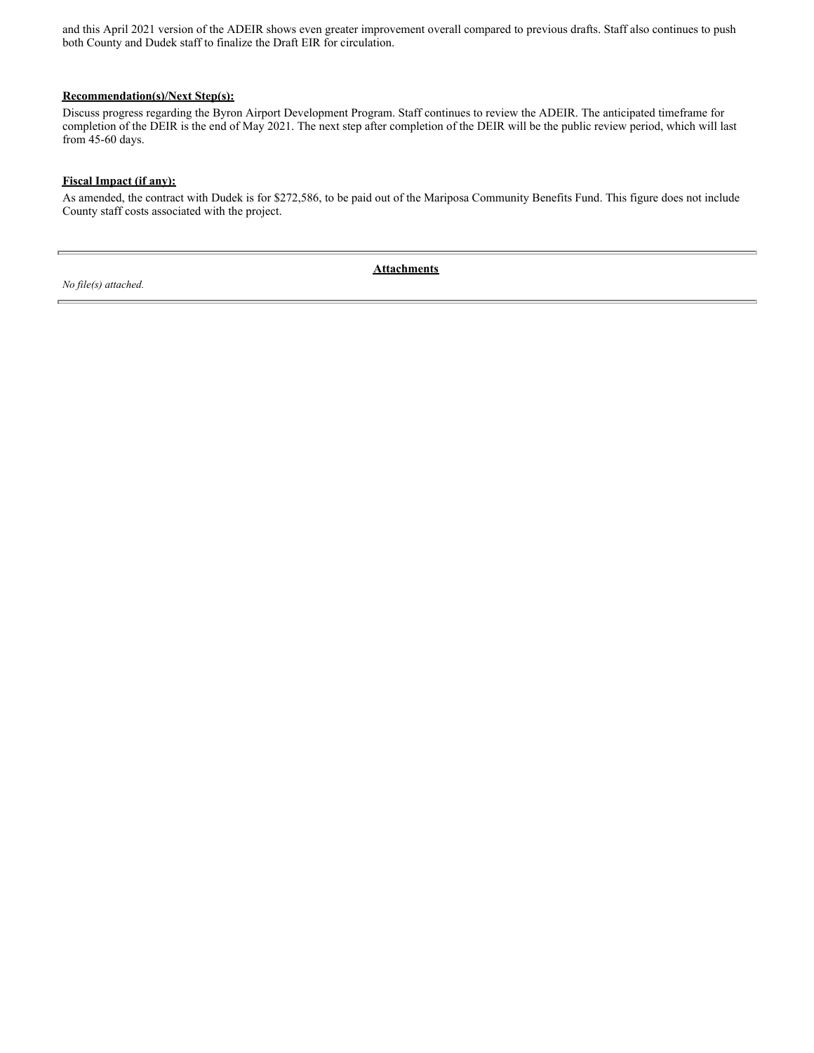and this April 2021 version of the ADEIR shows even greater improvement overall compared to previous drafts. Staff also continues to push both County and Dudek staff to finalize the Draft EIR for circulation.

**Recommendation(s)/Next Step(s):**

Discuss progress regarding the Byron Airport Development Program. Staff continues to review the ADEIR. The anticipated timeframe for completion of the DEIR is the end of May 2021. The next step after completion of the DEIR will be the public review period, which will last from 45-60 days.

**Fiscal Impact (if any):**

As amended, the contract with Dudek is for $272,586, to be paid out of the Mariposa Community Benefits Fund. This figure does not include County staff costs associated with the project.

---

**Attachments**

*No file(s) attached.*

---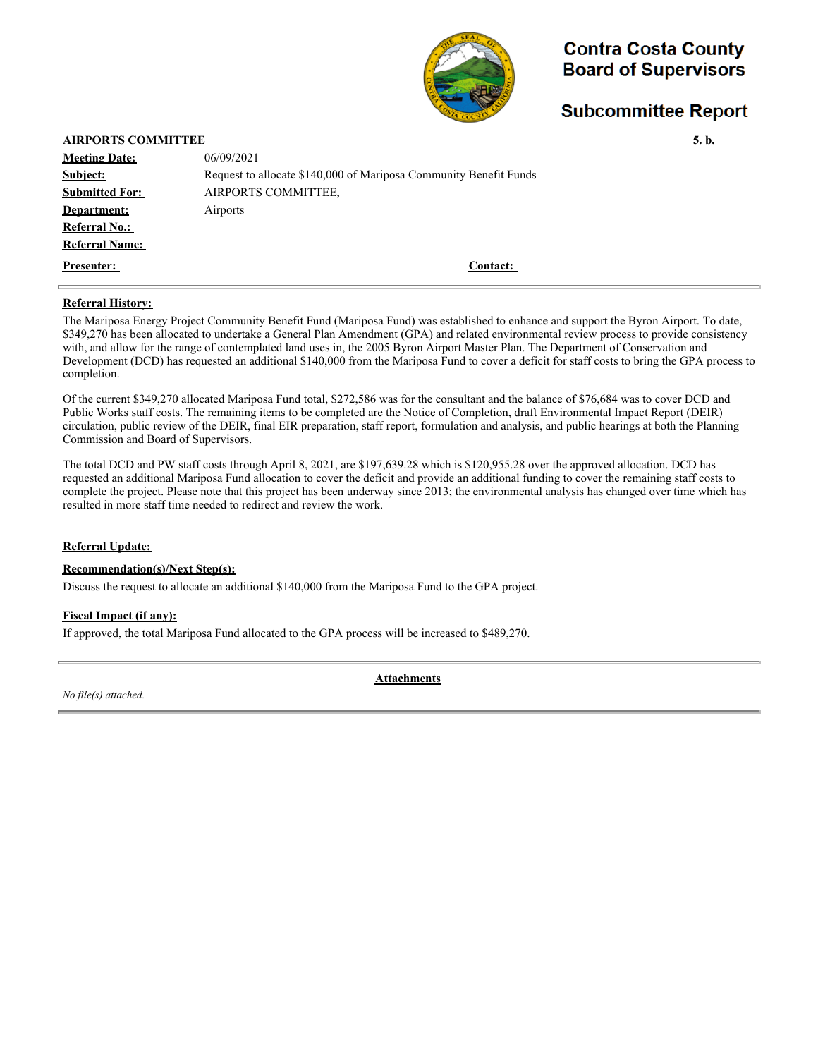# Contra Costa County Board of Supervisors

## Subcommittee Report

**AIRPORTS COMMITTEE** **5. b.**

| | |
|---|---|
| **Meeting Date:** | 06/09/2021 |
| **Subject:** | Request to allocate $140,000 of Mariposa Community Benefit Funds |
| **Submitted For:** | AIRPORTS COMMITTEE, |
| **Department:** | Airports |
| **Referral No.:** | |
| **Referral Name:** | |
| **Presenter:** | **Contact:** |

**Referral History:**

The Mariposa Energy Project Community Benefit Fund (Mariposa Fund) was established to enhance and support the Byron Airport. To date, $349,270 has been allocated to undertake a General Plan Amendment (GPA) and related environmental review process to provide consistency with, and allow for the range of contemplated land uses in, the 2005 Byron Airport Master Plan. The Department of Conservation and Development (DCD) has requested an additional $140,000 from the Mariposa Fund to cover a deficit for staff costs to bring the GPA process to completion.

Of the current $349,270 allocated Mariposa Fund total, $272,586 was for the consultant and the balance of $76,684 was to cover DCD and Public Works staff costs. The remaining items to be completed are the Notice of Completion, draft Environmental Impact Report (DEIR) circulation, public review of the DEIR, final EIR preparation, staff report, formulation and analysis, and public hearings at both the Planning Commission and Board of Supervisors.

The total DCD and PW staff costs through April 8, 2021, are $197,639.28 which is $120,955.28 over the approved allocation. DCD has requested an additional Mariposa Fund allocation to cover the deficit and provide an additional funding to cover the remaining staff costs to complete the project. Please note that this project has been underway since 2013; the environmental analysis has changed over time which has resulted in more staff time needed to redirect and review the work.

**Referral Update:**

**Recommendation(s)/Next Step(s):**

Discuss the request to allocate an additional $140,000 from the Mariposa Fund to the GPA project.

**Fiscal Impact (if any):**

If approved, the total Mariposa Fund allocated to the GPA process will be increased to $489,270.

**Attachments**

*No file(s) attached.*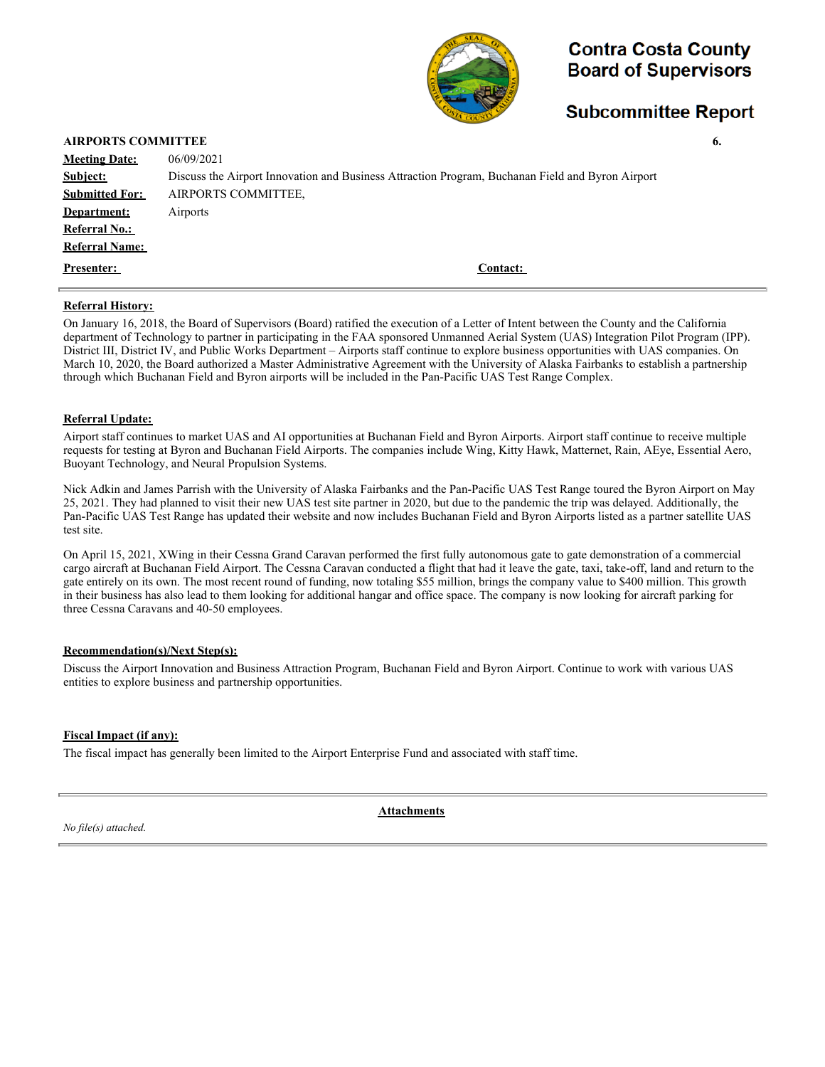# Contra Costa County Board of Supervisors

## Subcommittee Report

**AIRPORTS COMMITTEE** **6.**

| | |
|---|---|
| **Meeting Date:** | 06/09/2021 |
| **Subject:** | Discuss the Airport Innovation and Business Attraction Program, Buchanan Field and Byron Airport |
| **Submitted For:** | AIRPORTS COMMITTEE, |
| **Department:** | Airports |
| **Referral No.:** | |
| **Referral Name:** | |
| **Presenter:** | **Contact:** |

### Referral History:

On January 16, 2018, the Board of Supervisors (Board) ratified the execution of a Letter of Intent between the County and the California department of Technology to partner in participating in the FAA sponsored Unmanned Aerial System (UAS) Integration Pilot Program (IPP). District III, District IV, and Public Works Department – Airports staff continue to explore business opportunities with UAS companies. On March 10, 2020, the Board authorized a Master Administrative Agreement with the University of Alaska Fairbanks to establish a partnership through which Buchanan Field and Byron airports will be included in the Pan-Pacific UAS Test Range Complex.

### Referral Update:

Airport staff continues to market UAS and AI opportunities at Buchanan Field and Byron Airports. Airport staff continue to receive multiple requests for testing at Byron and Buchanan Field Airports. The companies include Wing, Kitty Hawk, Matternet, Rain, AEye, Essential Aero, Buoyant Technology, and Neural Propulsion Systems.

Nick Adkin and James Parrish with the University of Alaska Fairbanks and the Pan-Pacific UAS Test Range toured the Byron Airport on May 25, 2021. They had planned to visit their new UAS test site partner in 2020, but due to the pandemic the trip was delayed. Additionally, the Pan-Pacific UAS Test Range has updated their website and now includes Buchanan Field and Byron Airports listed as a partner satellite UAS test site.

On April 15, 2021, XWing in their Cessna Grand Caravan performed the first fully autonomous gate to gate demonstration of a commercial cargo aircraft at Buchanan Field Airport. The Cessna Caravan conducted a flight that had it leave the gate, taxi, take-off, land and return to the gate entirely on its own. The most recent round of funding, now totaling $55 million, brings the company value to $400 million. This growth in their business has also lead to them looking for additional hangar and office space. The company is now looking for aircraft parking for three Cessna Caravans and 40-50 employees.

### Recommendation(s)/Next Step(s):

Discuss the Airport Innovation and Business Attraction Program, Buchanan Field and Byron Airport. Continue to work with various UAS entities to explore business and partnership opportunities.

### Fiscal Impact (if any):

The fiscal impact has generally been limited to the Airport Enterprise Fund and associated with staff time.

### Attachments

*No file(s) attached.*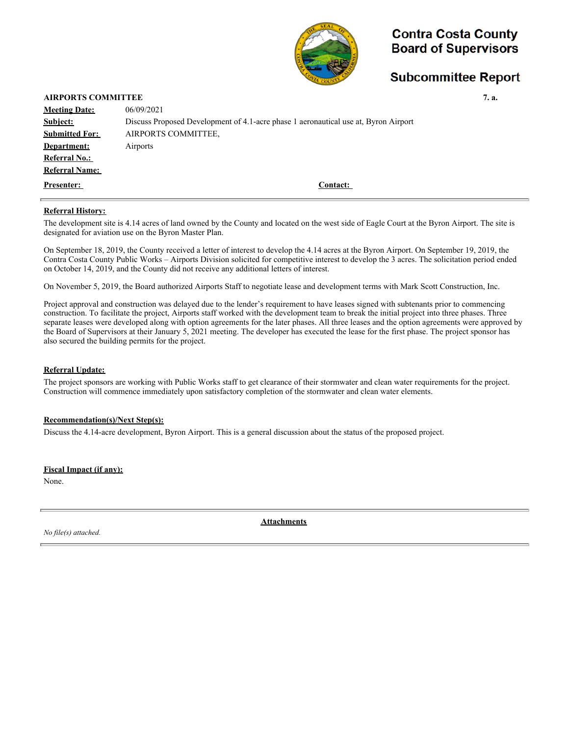# Contra Costa County Board of Supervisors

## Subcommittee Report

**AIRPORTS COMMITTEE** **7. a.**

| | |
|---|---|
| **Meeting Date:** | 06/09/2021 |
| **Subject:** | Discuss Proposed Development of 4.1-acre phase 1 aeronautical use at, Byron Airport |
| **Submitted For:** | AIRPORTS COMMITTEE, |
| **Department:** | Airports |
| **Referral No.:** | |
| **Referral Name:** | |
| **Presenter:** | **Contact:** |

**Referral History:**

The development site is 4.14 acres of land owned by the County and located on the west side of Eagle Court at the Byron Airport. The site is designated for aviation use on the Byron Master Plan.

On September 18, 2019, the County received a letter of interest to develop the 4.14 acres at the Byron Airport. On September 19, 2019, the Contra Costa County Public Works – Airports Division solicited for competitive interest to develop the 3 acres. The solicitation period ended on October 14, 2019, and the County did not receive any additional letters of interest.

On November 5, 2019, the Board authorized Airports Staff to negotiate lease and development terms with Mark Scott Construction, Inc.

Project approval and construction was delayed due to the lender's requirement to have leases signed with subtenants prior to commencing construction. To facilitate the project, Airports staff worked with the development team to break the initial project into three phases. Three separate leases were developed along with option agreements for the later phases. All three leases and the option agreements were approved by the Board of Supervisors at their January 5, 2021 meeting. The developer has executed the lease for the first phase. The project sponsor has also secured the building permits for the project.

**Referral Update:**

The project sponsors are working with Public Works staff to get clearance of their stormwater and clean water requirements for the project. Construction will commence immediately upon satisfactory completion of the stormwater and clean water elements.

**Recommendation(s)/Next Step(s):**

Discuss the 4.14-acre development, Byron Airport. This is a general discussion about the status of the proposed project.

**Fiscal Impact (if any):**

None.

**Attachments**

*No file(s) attached.*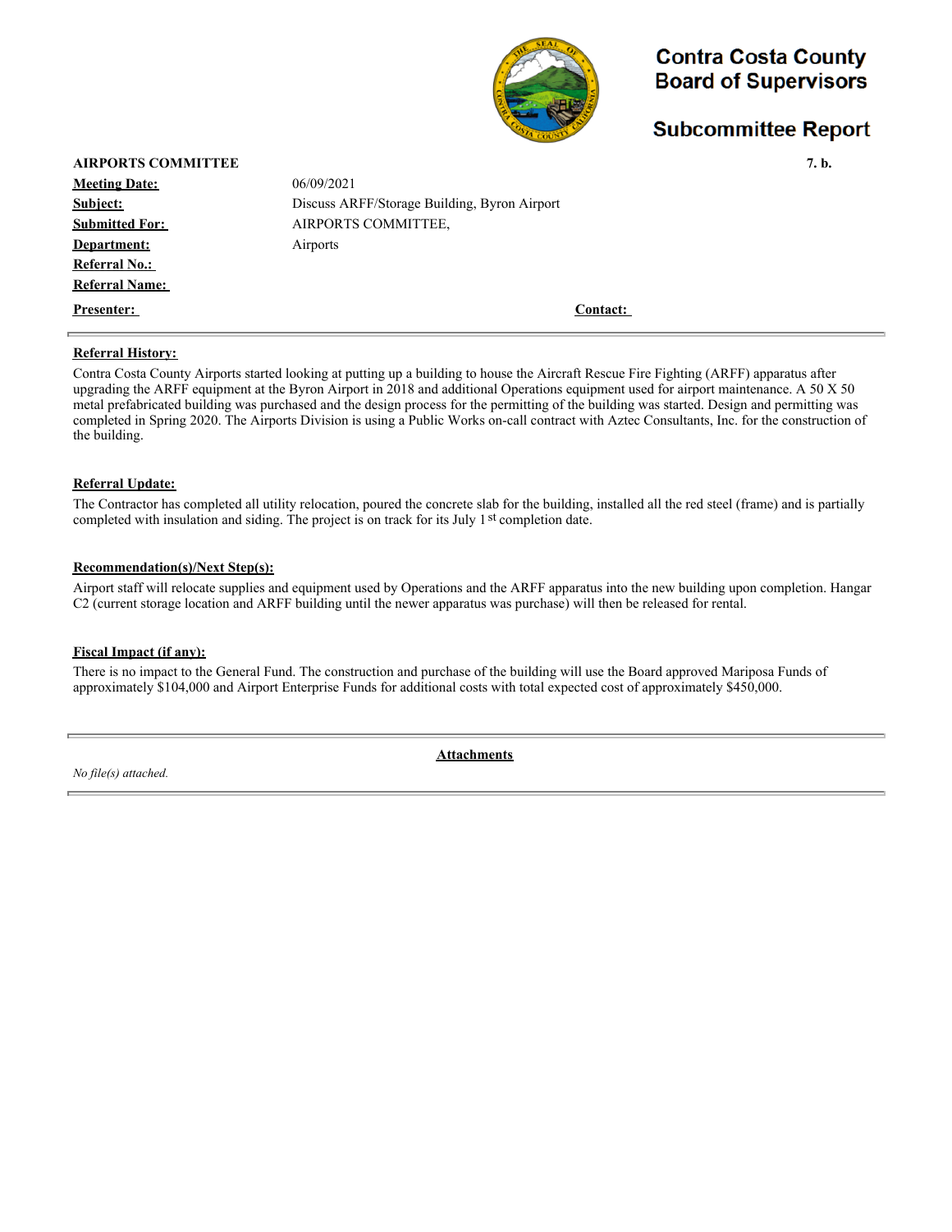# Contra Costa County Board of Supervisors

## Subcommittee Report

**AIRPORTS COMMITTEE** **7. b.**

**Meeting Date:** 06/09/2021

**Subject:** Discuss ARFF/Storage Building, Byron Airport

**Submitted For:** AIRPORTS COMMITTEE,

**Department:** Airports

**Referral No.:**

**Referral Name:**

**Presenter:** **Contact:**

### Referral History:

Contra Costa County Airports started looking at putting up a building to house the Aircraft Rescue Fire Fighting (ARFF) apparatus after upgrading the ARFF equipment at the Byron Airport in 2018 and additional Operations equipment used for airport maintenance. A 50 X 50 metal prefabricated building was purchased and the design process for the permitting of the building was started. Design and permitting was completed in Spring 2020. The Airports Division is using a Public Works on-call contract with Aztec Consultants, Inc. for the construction of the building.

### Referral Update:

The Contractor has completed all utility relocation, poured the concrete slab for the building, installed all the red steel (frame) and is partially completed with insulation and siding. The project is on track for its July 1st completion date.

### Recommendation(s)/Next Step(s):

Airport staff will relocate supplies and equipment used by Operations and the ARFF apparatus into the new building upon completion. Hangar C2 (current storage location and ARFF building until the newer apparatus was purchase) will then be released for rental.

### Fiscal Impact (if any):

There is no impact to the General Fund. The construction and purchase of the building will use the Board approved Mariposa Funds of approximately $104,000 and Airport Enterprise Funds for additional costs with total expected cost of approximately $450,000.

### Attachments

*No file(s) attached.*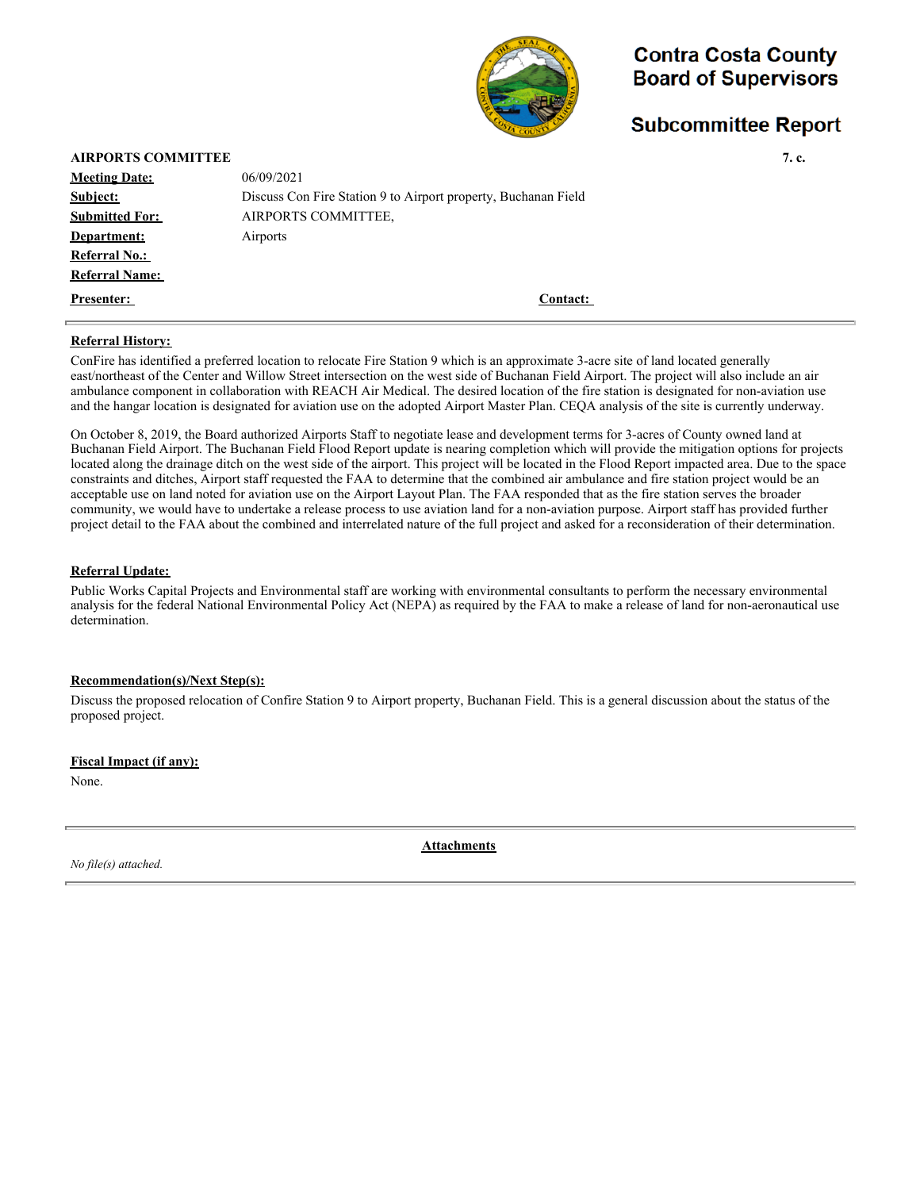# Contra Costa County Board of Supervisors

## Subcommittee Report

**AIRPORTS COMMITTEE** **7. c.**

| | |
|---|---|
| **Meeting Date:** | 06/09/2021 |
| **Subject:** | Discuss Con Fire Station 9 to Airport property, Buchanan Field |
| **Submitted For:** | AIRPORTS COMMITTEE, |
| **Department:** | Airports |
| **Referral No.:** | |
| **Referral Name:** | |
| **Presenter:** | **Contact:** |

### Referral History:

ConFire has identified a preferred location to relocate Fire Station 9 which is an approximate 3-acre site of land located generally east/northeast of the Center and Willow Street intersection on the west side of Buchanan Field Airport. The project will also include an air ambulance component in collaboration with REACH Air Medical. The desired location of the fire station is designated for non-aviation use and the hangar location is designated for aviation use on the adopted Airport Master Plan. CEQA analysis of the site is currently underway.

On October 8, 2019, the Board authorized Airports Staff to negotiate lease and development terms for 3-acres of County owned land at Buchanan Field Airport. The Buchanan Field Flood Report update is nearing completion which will provide the mitigation options for projects located along the drainage ditch on the west side of the airport. This project will be located in the Flood Report impacted area. Due to the space constraints and ditches, Airport staff requested the FAA to determine that the combined air ambulance and fire station project would be an acceptable use on land noted for aviation use on the Airport Layout Plan. The FAA responded that as the fire station serves the broader community, we would have to undertake a release process to use aviation land for a non-aviation purpose. Airport staff has provided further project detail to the FAA about the combined and interrelated nature of the full project and asked for a reconsideration of their determination.

### Referral Update:

Public Works Capital Projects and Environmental staff are working with environmental consultants to perform the necessary environmental analysis for the federal National Environmental Policy Act (NEPA) as required by the FAA to make a release of land for non-aeronautical use determination.

### Recommendation(s)/Next Step(s):

Discuss the proposed relocation of Confire Station 9 to Airport property, Buchanan Field. This is a general discussion about the status of the proposed project.

### Fiscal Impact (if any):

None.

### Attachments

*No file(s) attached.*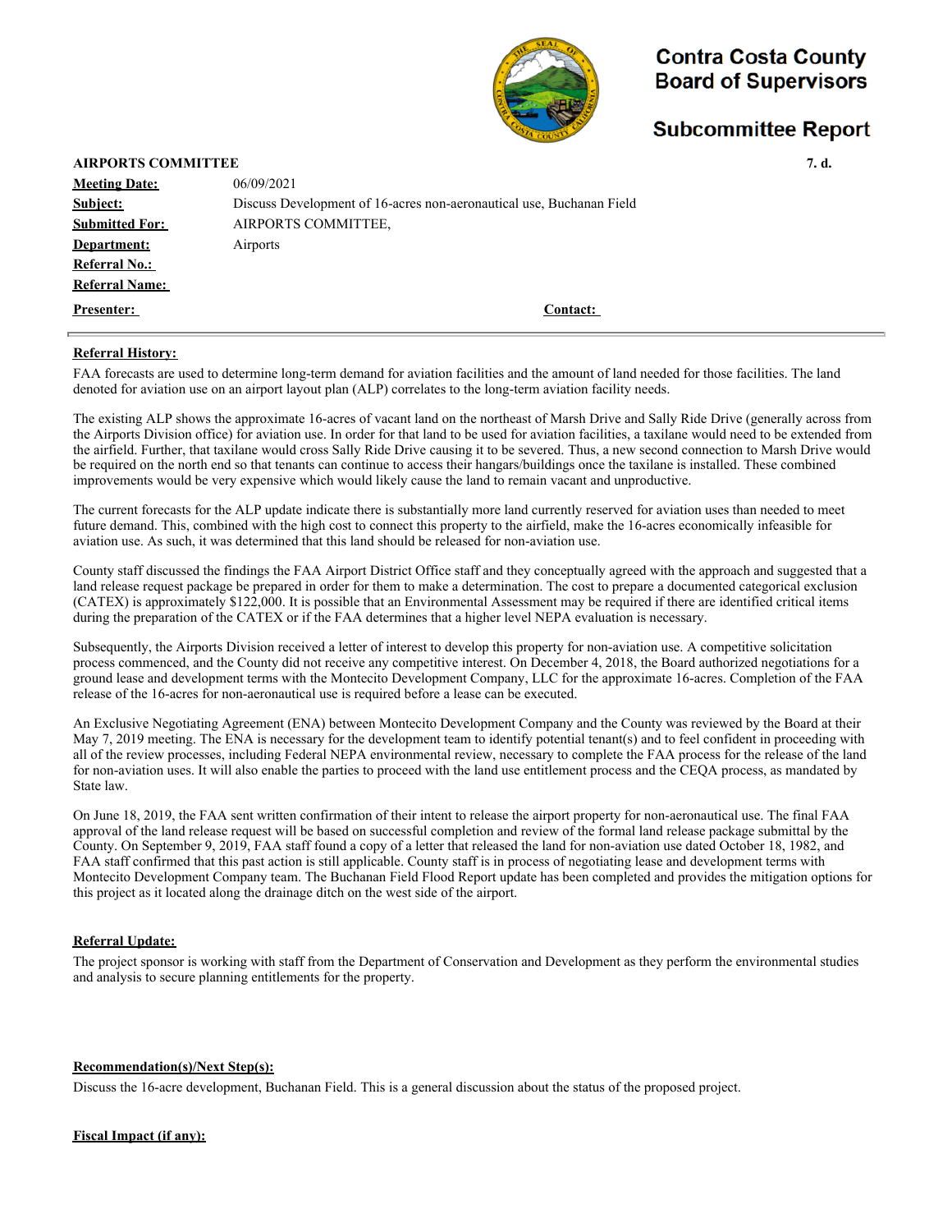# Contra Costa County Board of Supervisors

## Subcommittee Report

**AIRPORTS COMMITTEE** **7. d.**

| | |
|---|---|
| **Meeting Date:** | 06/09/2021 |
| **Subject:** | Discuss Development of 16-acres non-aeronautical use, Buchanan Field |
| **Submitted For:** | AIRPORTS COMMITTEE, |
| **Department:** | Airports |
| **Referral No.:** | |
| **Referral Name:** | |
| **Presenter:** | **Contact:** |

### Referral History:

FAA forecasts are used to determine long-term demand for aviation facilities and the amount of land needed for those facilities. The land denoted for aviation use on an airport layout plan (ALP) correlates to the long-term aviation facility needs.

The existing ALP shows the approximate 16-acres of vacant land on the northeast of Marsh Drive and Sally Ride Drive (generally across from the Airports Division office) for aviation use. In order for that land to be used for aviation facilities, a taxilane would need to be extended from the airfield. Further, that taxilane would cross Sally Ride Drive causing it to be severed. Thus, a new second connection to Marsh Drive would be required on the north end so that tenants can continue to access their hangars/buildings once the taxilane is installed. These combined improvements would be very expensive which would likely cause the land to remain vacant and unproductive.

The current forecasts for the ALP update indicate there is substantially more land currently reserved for aviation uses than needed to meet future demand. This, combined with the high cost to connect this property to the airfield, make the 16-acres economically infeasible for aviation use. As such, it was determined that this land should be released for non-aviation use.

County staff discussed the findings the FAA Airport District Office staff and they conceptually agreed with the approach and suggested that a land release request package be prepared in order for them to make a determination. The cost to prepare a documented categorical exclusion (CATEX) is approximately $122,000. It is possible that an Environmental Assessment may be required if there are identified critical items during the preparation of the CATEX or if the FAA determines that a higher level NEPA evaluation is necessary.

Subsequently, the Airports Division received a letter of interest to develop this property for non-aviation use. A competitive solicitation process commenced, and the County did not receive any competitive interest. On December 4, 2018, the Board authorized negotiations for a ground lease and development terms with the Montecito Development Company, LLC for the approximate 16-acres. Completion of the FAA release of the 16-acres for non-aeronautical use is required before a lease can be executed.

An Exclusive Negotiating Agreement (ENA) between Montecito Development Company and the County was reviewed by the Board at their May 7, 2019 meeting. The ENA is necessary for the development team to identify potential tenant(s) and to feel confident in proceeding with all of the review processes, including Federal NEPA environmental review, necessary to complete the FAA process for the release of the land for non-aviation uses. It will also enable the parties to proceed with the land use entitlement process and the CEQA process, as mandated by State law.

On June 18, 2019, the FAA sent written confirmation of their intent to release the airport property for non-aeronautical use. The final FAA approval of the land release request will be based on successful completion and review of the formal land release package submittal by the County. On September 9, 2019, FAA staff found a copy of a letter that released the land for non-aviation use dated October 18, 1982, and FAA staff confirmed that this past action is still applicable. County staff is in process of negotiating lease and development terms with Montecito Development Company team. The Buchanan Field Flood Report update has been completed and provides the mitigation options for this project as it located along the drainage ditch on the west side of the airport.

### Referral Update:

The project sponsor is working with staff from the Department of Conservation and Development as they perform the environmental studies and analysis to secure planning entitlements for the property.

### Recommendation(s)/Next Step(s):

Discuss the 16-acre development, Buchanan Field. This is a general discussion about the status of the proposed project.

### Fiscal Impact (if any):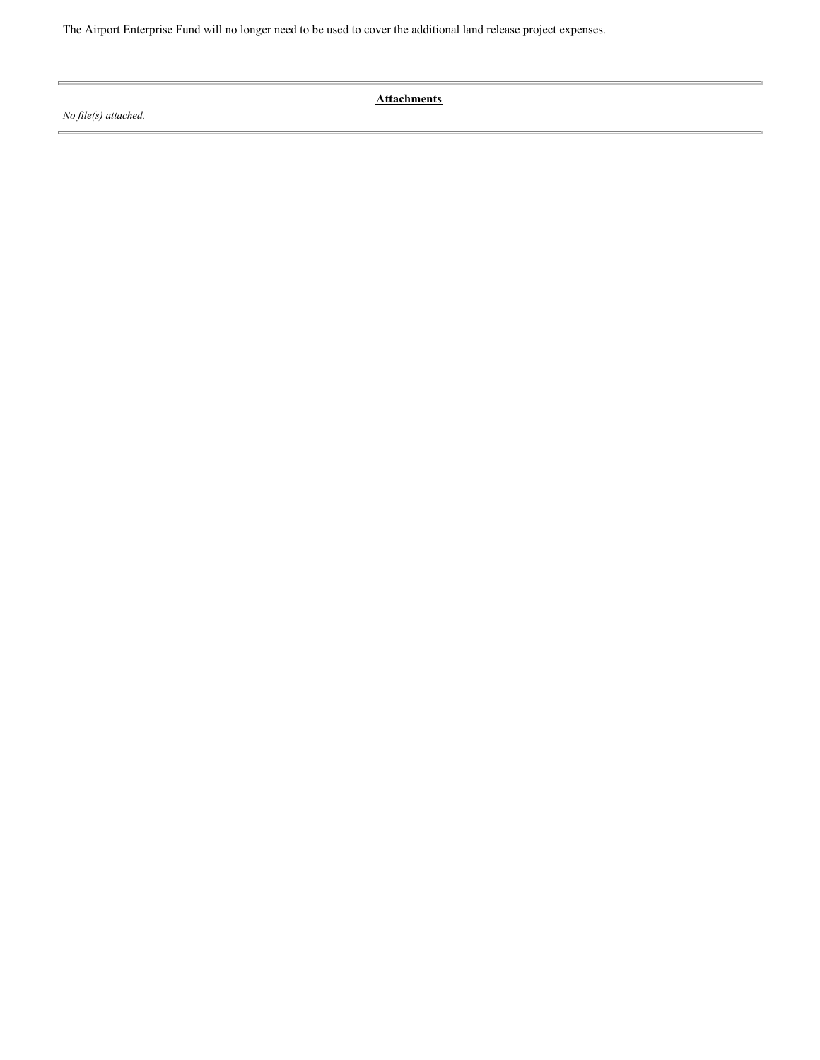The Airport Enterprise Fund will no longer need to be used to cover the additional land release project expenses.

---

**Attachments**

*No file(s) attached.*

---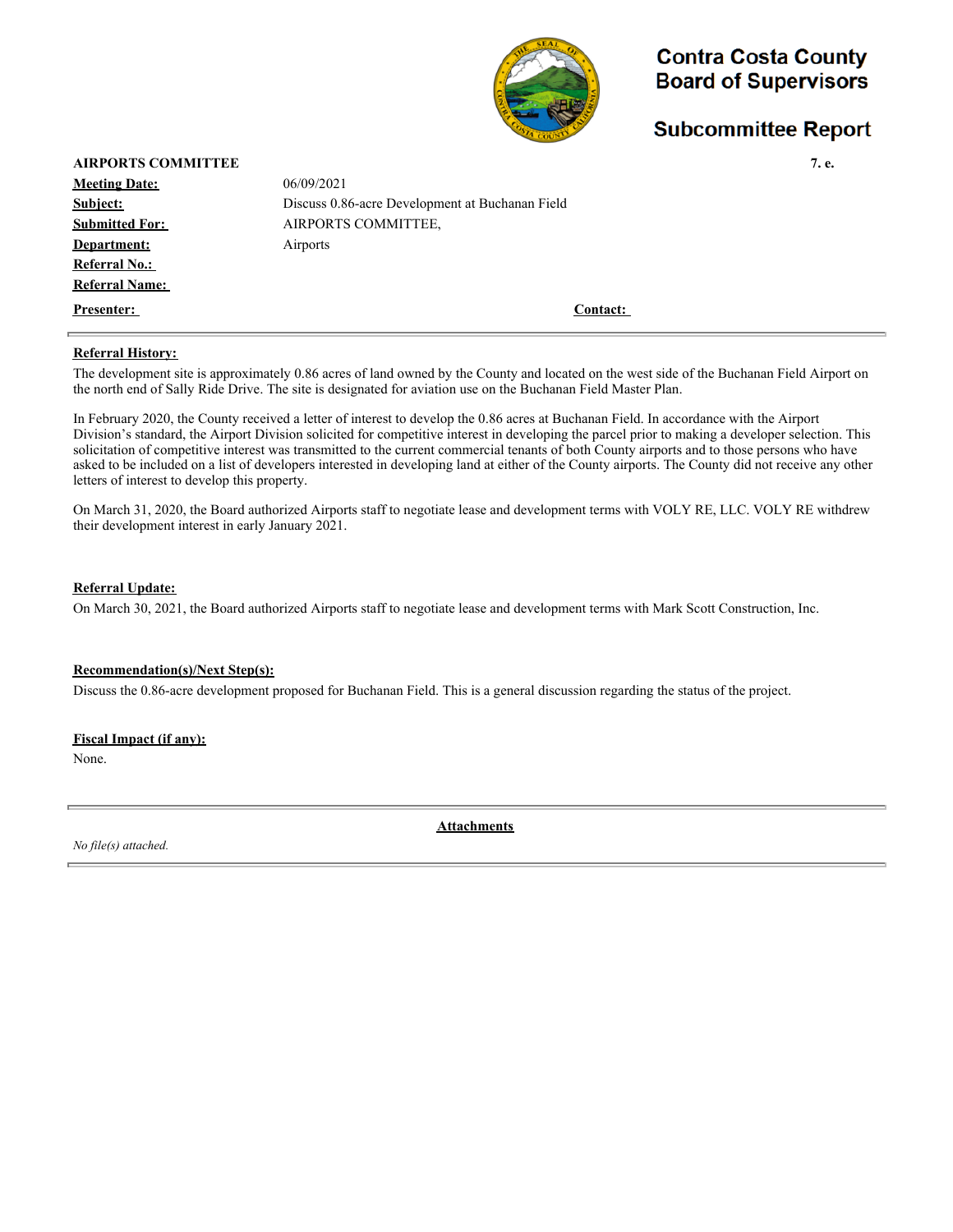# Contra Costa County Board of Supervisors

## Subcommittee Report

**AIRPORTS COMMITTEE** **7. e.**

| | |
|---|---|
| **Meeting Date:** | 06/09/2021 |
| **Subject:** | Discuss 0.86-acre Development at Buchanan Field |
| **Submitted For:** | AIRPORTS COMMITTEE, |
| **Department:** | Airports |
| **Referral No.:** | |
| **Referral Name:** | |
| **Presenter:** | **Contact:** |

---

**Referral History:**

The development site is approximately 0.86 acres of land owned by the County and located on the west side of the Buchanan Field Airport on the north end of Sally Ride Drive. The site is designated for aviation use on the Buchanan Field Master Plan.

In February 2020, the County received a letter of interest to develop the 0.86 acres at Buchanan Field. In accordance with the Airport Division's standard, the Airport Division solicited for competitive interest in developing the parcel prior to making a developer selection. This solicitation of competitive interest was transmitted to the current commercial tenants of both County airports and to those persons who have asked to be included on a list of developers interested in developing land at either of the County airports. The County did not receive any other letters of interest to develop this property.

On March 31, 2020, the Board authorized Airports staff to negotiate lease and development terms with VOLY RE, LLC. VOLY RE withdrew their development interest in early January 2021.

**Referral Update:**

On March 30, 2021, the Board authorized Airports staff to negotiate lease and development terms with Mark Scott Construction, Inc.

**Recommendation(s)/Next Step(s):**

Discuss the 0.86-acre development proposed for Buchanan Field. This is a general discussion regarding the status of the project.

**Fiscal Impact (if any):**

None.

---

**Attachments**

*No file(s) attached.*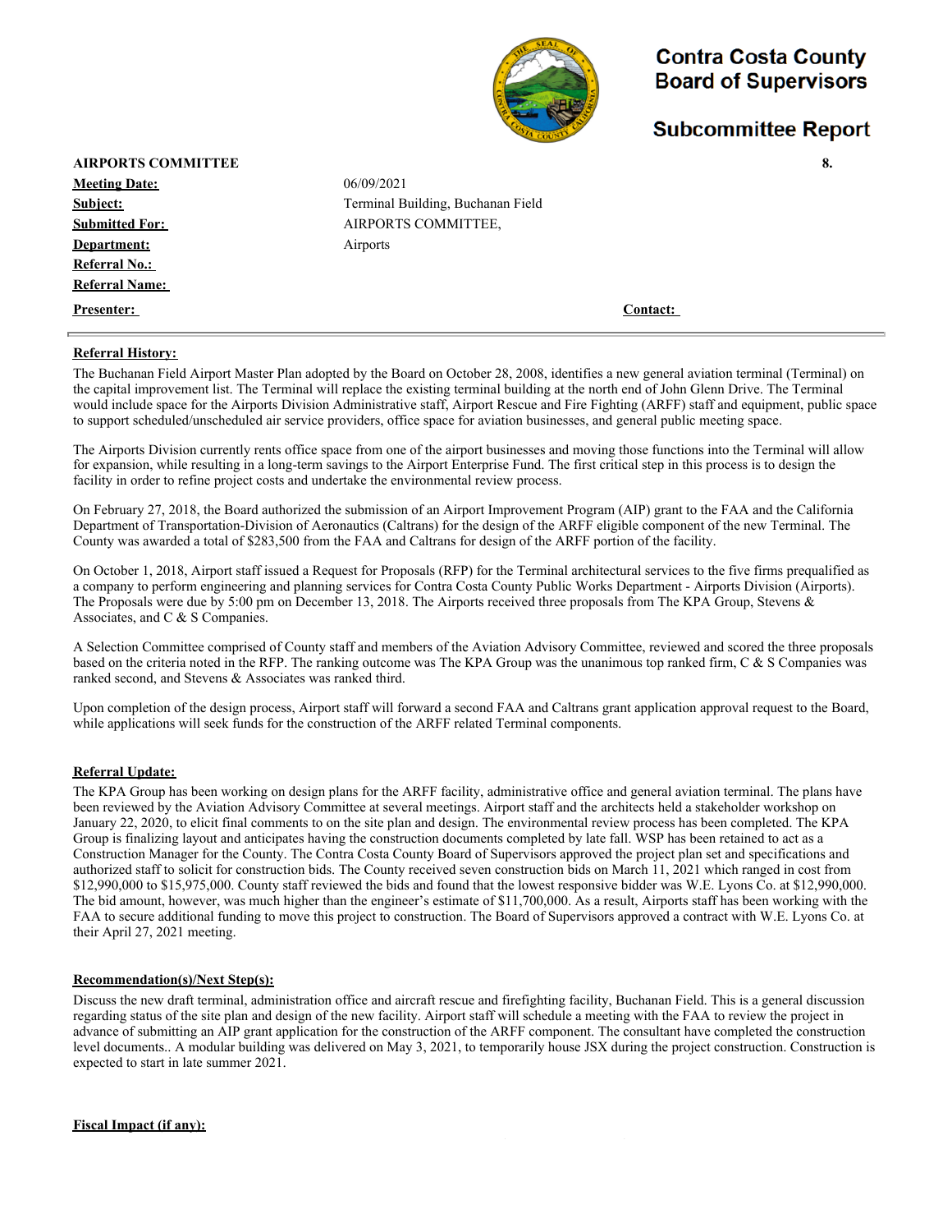# Contra Costa County Board of Supervisors

## Subcommittee Report

**AIRPORTS COMMITTEE** **8.**

| | |
|---|---|
| **Meeting Date:** | 06/09/2021 |
| **Subject:** | Terminal Building, Buchanan Field |
| **Submitted For:** | AIRPORTS COMMITTEE, |
| **Department:** | Airports |
| **Referral No.:** | |
| **Referral Name:** | |
| **Presenter:** | **Contact:** |

**Referral History:**

The Buchanan Field Airport Master Plan adopted by the Board on October 28, 2008, identifies a new general aviation terminal (Terminal) on the capital improvement list. The Terminal will replace the existing terminal building at the north end of John Glenn Drive. The Terminal would include space for the Airports Division Administrative staff, Airport Rescue and Fire Fighting (ARFF) staff and equipment, public space to support scheduled/unscheduled air service providers, office space for aviation businesses, and general public meeting space.

The Airports Division currently rents office space from one of the airport businesses and moving those functions into the Terminal will allow for expansion, while resulting in a long-term savings to the Airport Enterprise Fund. The first critical step in this process is to design the facility in order to refine project costs and undertake the environmental review process.

On February 27, 2018, the Board authorized the submission of an Airport Improvement Program (AIP) grant to the FAA and the California Department of Transportation-Division of Aeronautics (Caltrans) for the design of the ARFF eligible component of the new Terminal. The County was awarded a total of $283,500 from the FAA and Caltrans for design of the ARFF portion of the facility.

On October 1, 2018, Airport staff issued a Request for Proposals (RFP) for the Terminal architectural services to the five firms prequalified as a company to perform engineering and planning services for Contra Costa County Public Works Department - Airports Division (Airports). The Proposals were due by 5:00 pm on December 13, 2018. The Airports received three proposals from The KPA Group, Stevens & Associates, and C & S Companies.

A Selection Committee comprised of County staff and members of the Aviation Advisory Committee, reviewed and scored the three proposals based on the criteria noted in the RFP. The ranking outcome was The KPA Group was the unanimous top ranked firm, C & S Companies was ranked second, and Stevens & Associates was ranked third.

Upon completion of the design process, Airport staff will forward a second FAA and Caltrans grant application approval request to the Board, while applications will seek funds for the construction of the ARFF related Terminal components.

**Referral Update:**

The KPA Group has been working on design plans for the ARFF facility, administrative office and general aviation terminal. The plans have been reviewed by the Aviation Advisory Committee at several meetings. Airport staff and the architects held a stakeholder workshop on January 22, 2020, to elicit final comments to on the site plan and design. The environmental review process has been completed. The KPA Group is finalizing layout and anticipates having the construction documents completed by late fall. WSP has been retained to act as a Construction Manager for the County. The Contra Costa County Board of Supervisors approved the project plan set and specifications and authorized staff to solicit for construction bids. The County received seven construction bids on March 11, 2021 which ranged in cost from $12,990,000 to $15,975,000. County staff reviewed the bids and found that the lowest responsive bidder was W.E. Lyons Co. at $12,990,000. The bid amount, however, was much higher than the engineer's estimate of $11,700,000. As a result, Airports staff has been working with the FAA to secure additional funding to move this project to construction. The Board of Supervisors approved a contract with W.E. Lyons Co. at their April 27, 2021 meeting.

**Recommendation(s)/Next Step(s):**

Discuss the new draft terminal, administration office and aircraft rescue and firefighting facility, Buchanan Field. This is a general discussion regarding status of the site plan and design of the new facility. Airport staff will schedule a meeting with the FAA to review the project in advance of submitting an AIP grant application for the construction of the ARFF component. The consultant have completed the construction level documents.. A modular building was delivered on May 3, 2021, to temporarily house JSX during the project construction. Construction is expected to start in late summer 2021.

**Fiscal Impact (if any):**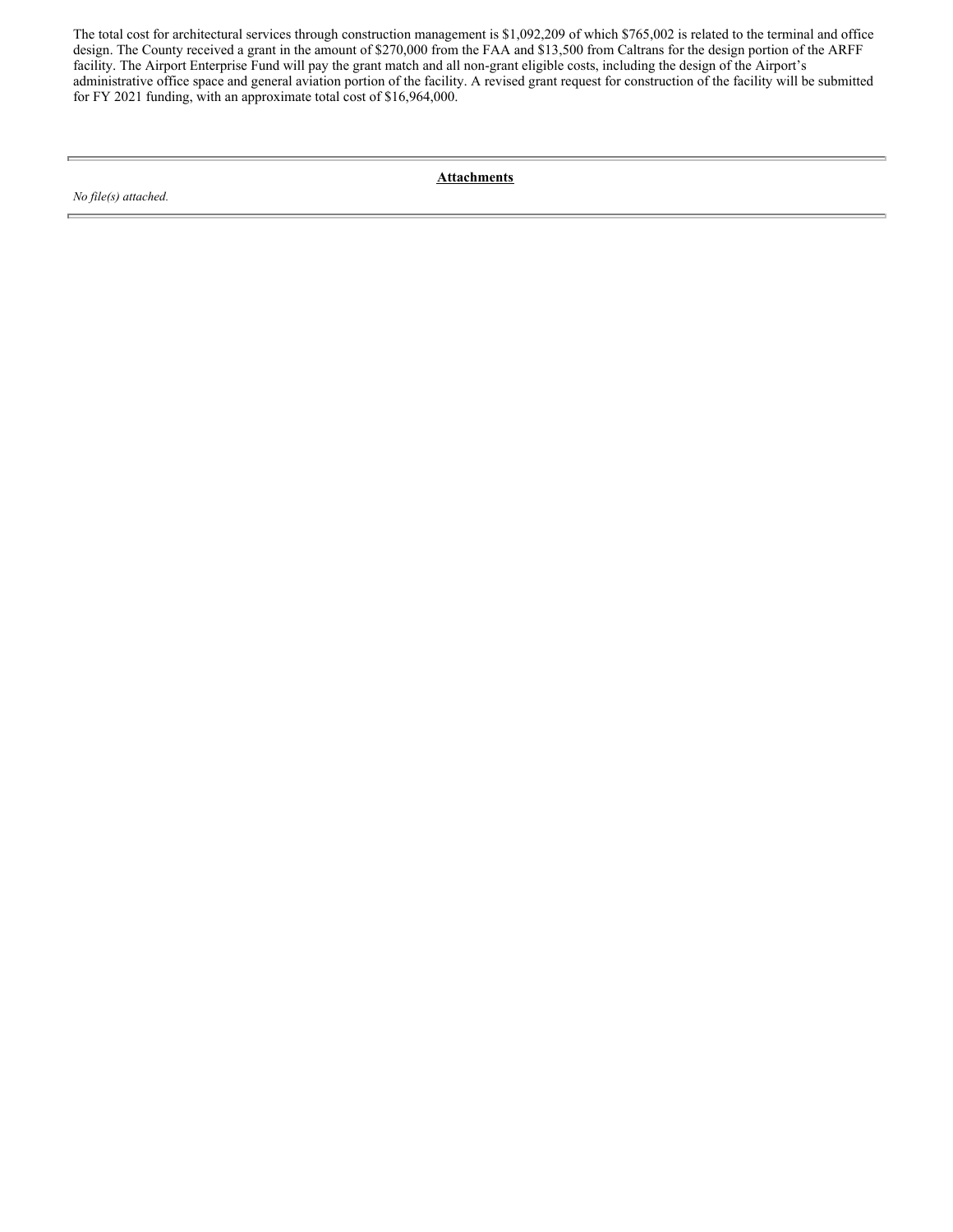The total cost for architectural services through construction management is $1,092,209 of which $765,002 is related to the terminal and office design. The County received a grant in the amount of $270,000 from the FAA and $13,500 from Caltrans for the design portion of the ARFF facility. The Airport Enterprise Fund will pay the grant match and all non-grant eligible costs, including the design of the Airport's administrative office space and general aviation portion of the facility. A revised grant request for construction of the facility will be submitted for FY 2021 funding, with an approximate total cost of $16,964,000.

---

**Attachments**

*No file(s) attached.*

---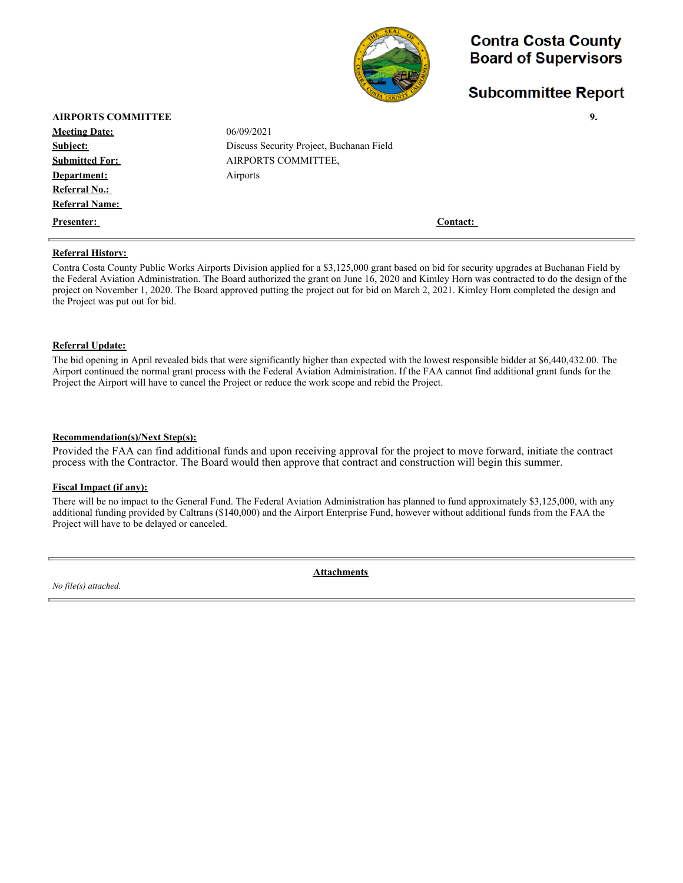# Contra Costa County Board of Supervisors

## Subcommittee Report

**AIRPORTS COMMITTEE** **9.**

| | |
|---|---|
| **Meeting Date:** | 06/09/2021 |
| **Subject:** | Discuss Security Project, Buchanan Field |
| **Submitted For:** | AIRPORTS COMMITTEE, |
| **Department:** | Airports |
| **Referral No.:** | |
| **Referral Name:** | |
| **Presenter:** | **Contact:** |

### Referral History:

Contra Costa County Public Works Airports Division applied for a $3,125,000 grant based on bid for security upgrades at Buchanan Field by the Federal Aviation Administration. The Board authorized the grant on June 16, 2020 and Kimley Horn was contracted to do the design of the project on November 1, 2020. The Board approved putting the project out for bid on March 2, 2021. Kimley Horn completed the design and the Project was put out for bid.

### Referral Update:

The bid opening in April revealed bids that were significantly higher than expected with the lowest responsible bidder at $6,440,432.00. The Airport continued the normal grant process with the Federal Aviation Administration. If the FAA cannot find additional grant funds for the Project the Airport will have to cancel the Project or reduce the work scope and rebid the Project.

### Recommendation(s)/Next Step(s):

Provided the FAA can find additional funds and upon receiving approval for the project to move forward, initiate the contract process with the Contractor. The Board would then approve that contract and construction will begin this summer.

### Fiscal Impact (if any):

There will be no impact to the General Fund. The Federal Aviation Administration has planned to fund approximately $3,125,000, with any additional funding provided by Caltrans ($140,000) and the Airport Enterprise Fund, however without additional funds from the FAA the Project will have to be delayed or canceled.

### Attachments

*No file(s) attached.*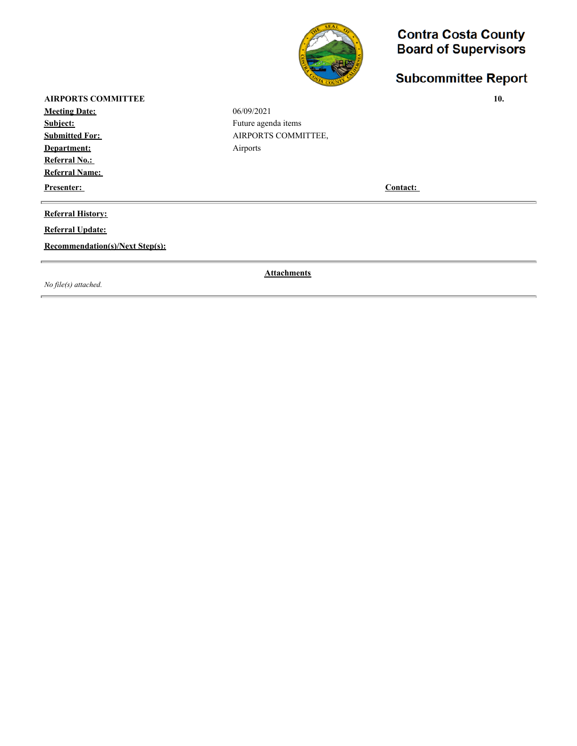# Contra Costa County Board of Supervisors

## Subcommittee Report

**AIRPORTS COMMITTEE** **10.**

| | |
|---|---|
| **Meeting Date:** | 06/09/2021 |
| **Subject:** | Future agenda items |
| **Submitted For:** | AIRPORTS COMMITTEE, |
| **Department:** | Airports |
| **Referral No.:** | |
| **Referral Name:** | |
| **Presenter:** | **Contact:** |

---

**Referral History:**

**Referral Update:**

**Recommendation(s)/Next Step(s):**

---

**Attachments**

*No file(s) attached.*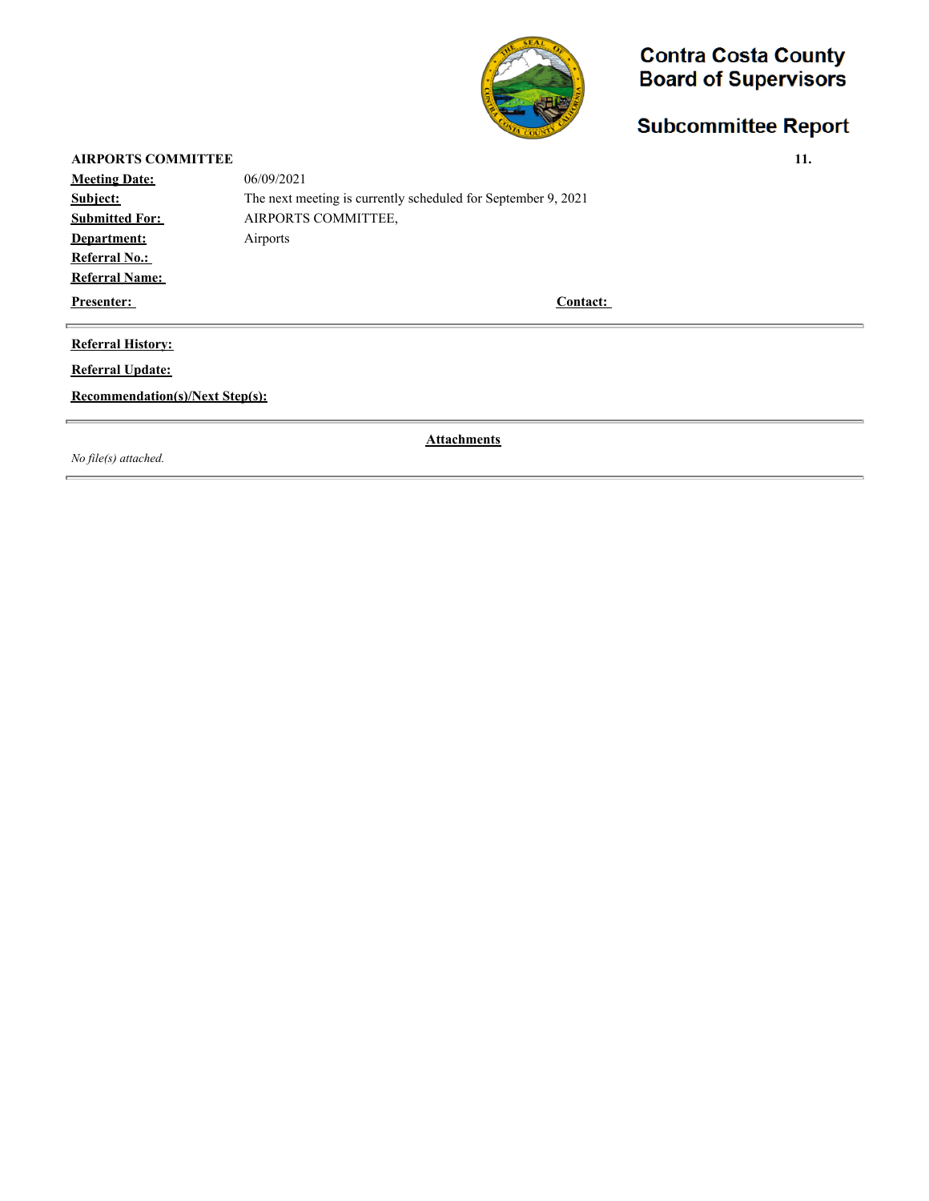# Contra Costa County Board of Supervisors

## Subcommittee Report

**AIRPORTS COMMITTEE** **11.**

| | |
|---|---|
| **Meeting Date:** | 06/09/2021 |
| **Subject:** | The next meeting is currently scheduled for September 9, 2021 |
| **Submitted For:** | AIRPORTS COMMITTEE, |
| **Department:** | Airports |
| **Referral No.:** | |
| **Referral Name:** | |
| **Presenter:** | **Contact:** |

---

**Referral History:**

**Referral Update:**

**Recommendation(s)/Next Step(s):**

---

**Attachments**

*No file(s) attached.*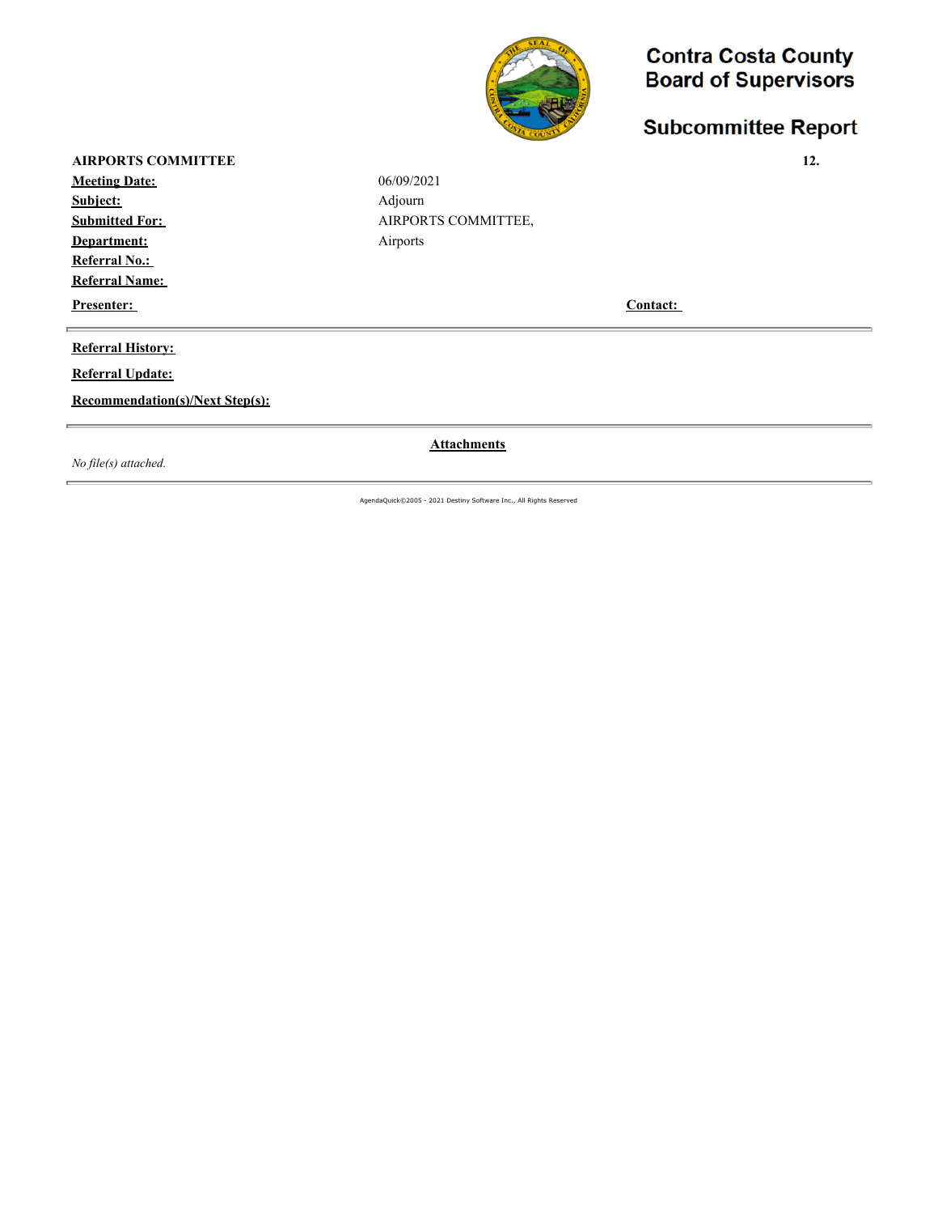# Contra Costa County Board of Supervisors

## Subcommittee Report

**AIRPORTS COMMITTEE** **12.**

| | |
|---|---|
| **Meeting Date:** | 06/09/2021 |
| **Subject:** | Adjourn |
| **Submitted For:** | AIRPORTS COMMITTEE, |
| **Department:** | Airports |
| **Referral No.:** | |
| **Referral Name:** | |
| **Presenter:** | **Contact:** |

**Referral History:**

**Referral Update:**

**Recommendation(s)/Next Step(s):**

**Attachments**

*No file(s) attached.*

AgendaQuick©2005 - 2021 Destiny Software Inc., All Rights Reserved